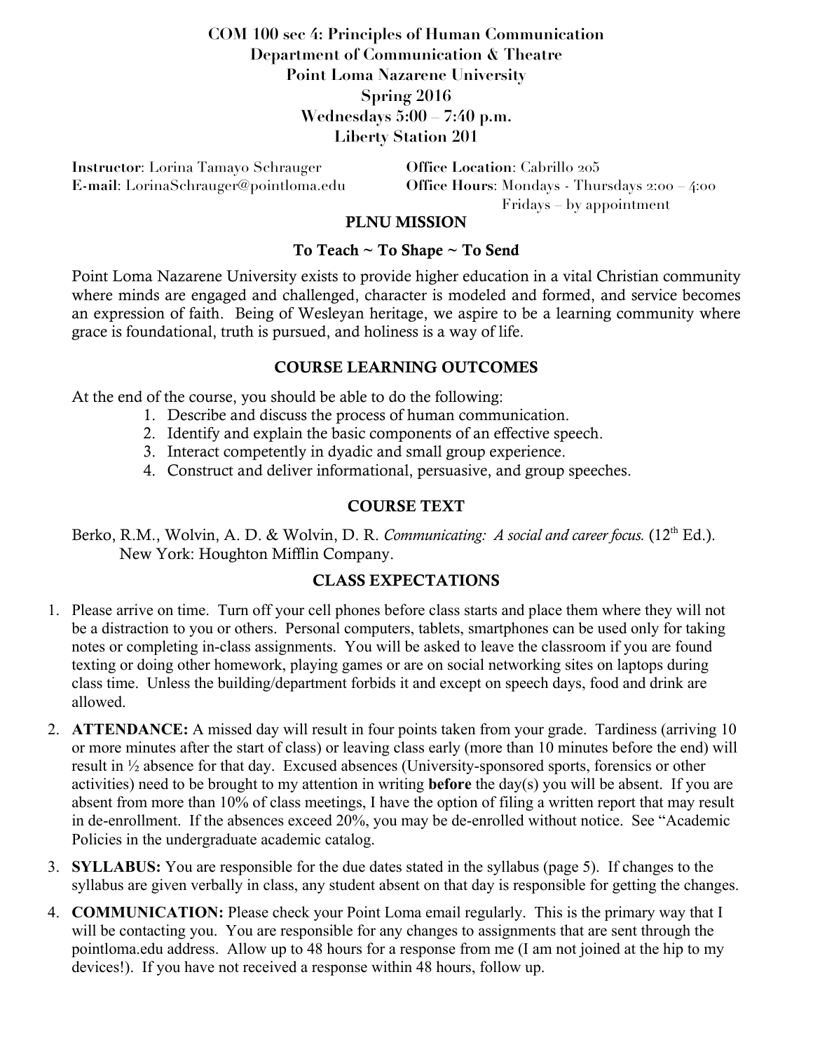# COM 100 sec 4: Principles of Human Communication
## Department of Communication & Theatre
## Point Loma Nazarene University
## Spring 2016
## Wednesdays 5:00 – 7:40 p.m.
## Liberty Station 201

**Instructor**: Lorina Tamayo Schrauger
**E-mail**: LorinaSchrauger@pointloma.edu
**Office Location**: Cabrillo 205
**Office Hours**: Mondays - Thursdays 2:00 – 4:00
Fridays – by appointment

## PLNU MISSION

### To Teach ~ To Shape ~ To Send

Point Loma Nazarene University exists to provide higher education in a vital Christian community where minds are engaged and challenged, character is modeled and formed, and service becomes an expression of faith. Being of Wesleyan heritage, we aspire to be a learning community where grace is foundational, truth is pursued, and holiness is a way of life.

## COURSE LEARNING OUTCOMES

At the end of the course, you should be able to do the following:

1. Describe and discuss the process of human communication.
2. Identify and explain the basic components of an effective speech.
3. Interact competently in dyadic and small group experience.
4. Construct and deliver informational, persuasive, and group speeches.

## COURSE TEXT

Berko, R.M., Wolvin, A. D. & Wolvin, D. R. *Communicating: A social and career focus.* (12th Ed.). New York: Houghton Mifflin Company.

## CLASS EXPECTATIONS

1. Please arrive on time. Turn off your cell phones before class starts and place them where they will not be a distraction to you or others. Personal computers, tablets, smartphones can be used only for taking notes or completing in-class assignments. You will be asked to leave the classroom if you are found texting or doing other homework, playing games or are on social networking sites on laptops during class time. Unless the building/department forbids it and except on speech days, food and drink are allowed.
2. **ATTENDANCE:** A missed day will result in four points taken from your grade. Tardiness (arriving 10 or more minutes after the start of class) or leaving class early (more than 10 minutes before the end) will result in ½ absence for that day. Excused absences (University-sponsored sports, forensics or other activities) need to be brought to my attention in writing **before** the day(s) you will be absent. If you are absent from more than 10% of class meetings, I have the option of filing a written report that may result in de-enrollment. If the absences exceed 20%, you may be de-enrolled without notice. See "Academic Policies in the undergraduate academic catalog.
3. **SYLLABUS:** You are responsible for the due dates stated in the syllabus (page 5). If changes to the syllabus are given verbally in class, any student absent on that day is responsible for getting the changes.
4. **COMMUNICATION:** Please check your Point Loma email regularly. This is the primary way that I will be contacting you. You are responsible for any changes to assignments that are sent through the pointloma.edu address. Allow up to 48 hours for a response from me (I am not joined at the hip to my devices!). If you have not received a response within 48 hours, follow up.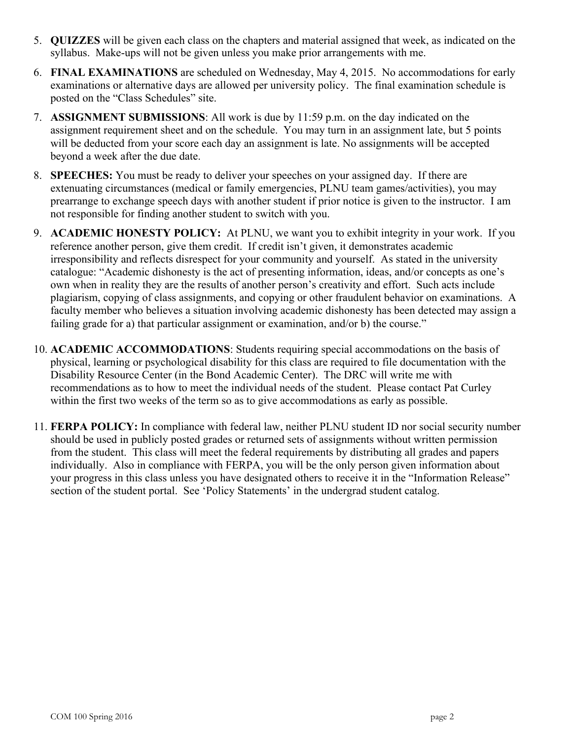5. **QUIZZES** will be given each class on the chapters and material assigned that week, as indicated on the syllabus. Make-ups will not be given unless you make prior arrangements with me.

6. **FINAL EXAMINATIONS** are scheduled on Wednesday, May 4, 2015. No accommodations for early examinations or alternative days are allowed per university policy. The final examination schedule is posted on the "Class Schedules" site.

7. **ASSIGNMENT SUBMISSIONS**: All work is due by 11:59 p.m. on the day indicated on the assignment requirement sheet and on the schedule. You may turn in an assignment late, but 5 points will be deducted from your score each day an assignment is late. No assignments will be accepted beyond a week after the due date.

8. **SPEECHES:** You must be ready to deliver your speeches on your assigned day. If there are extenuating circumstances (medical or family emergencies, PLNU team games/activities), you may prearrange to exchange speech days with another student if prior notice is given to the instructor. I am not responsible for finding another student to switch with you.

9. **ACADEMIC HONESTY POLICY:** At PLNU, we want you to exhibit integrity in your work. If you reference another person, give them credit. If credit isn't given, it demonstrates academic irresponsibility and reflects disrespect for your community and yourself. As stated in the university catalogue: "Academic dishonesty is the act of presenting information, ideas, and/or concepts as one's own when in reality they are the results of another person's creativity and effort. Such acts include plagiarism, copying of class assignments, and copying or other fraudulent behavior on examinations. A faculty member who believes a situation involving academic dishonesty has been detected may assign a failing grade for a) that particular assignment or examination, and/or b) the course."

10. **ACADEMIC ACCOMMODATIONS**: Students requiring special accommodations on the basis of physical, learning or psychological disability for this class are required to file documentation with the Disability Resource Center (in the Bond Academic Center). The DRC will write me with recommendations as to how to meet the individual needs of the student. Please contact Pat Curley within the first two weeks of the term so as to give accommodations as early as possible.

11. **FERPA POLICY:** In compliance with federal law, neither PLNU student ID nor social security number should be used in publicly posted grades or returned sets of assignments without written permission from the student. This class will meet the federal requirements by distributing all grades and papers individually. Also in compliance with FERPA, you will be the only person given information about your progress in this class unless you have designated others to receive it in the "Information Release" section of the student portal. See 'Policy Statements' in the undergrad student catalog.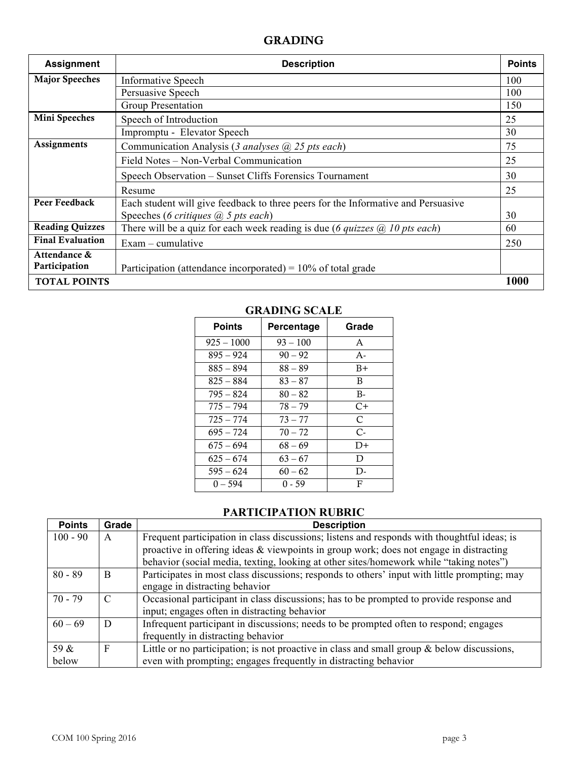## GRADING

| Assignment | Description | Points |
|---|---|---|
| **Major Speeches** | Informative Speech | 100 |
| | Persuasive Speech | 100 |
| | Group Presentation | 150 |
| **Mini Speeches** | Speech of Introduction | 25 |
| | Impromptu - Elevator Speech | 30 |
| **Assignments** | Communication Analysis (*3 analyses @ 25 pts each*) | 75 |
| | Field Notes – Non-Verbal Communication | 25 |
| | Speech Observation – Sunset Cliffs Forensics Tournament | 30 |
| | Resume | 25 |
| **Peer Feedback** | Each student will give feedback to three peers for the Informative and Persuasive Speeches (*6 critiques @ 5 pts each*) | 30 |
| **Reading Quizzes** | There will be a quiz for each week reading is due (*6 quizzes @ 10 pts each*) | 60 |
| **Final Evaluation** | Exam – cumulative | 250 |
| **Attendance & Participation** | Participation (attendance incorporated) = 10% of total grade | |
| **TOTAL POINTS** | | **1000** |

## GRADING SCALE

| Points | Percentage | Grade |
|---|---|---|
| 925 – 1000 | 93 – 100 | A |
| 895 – 924 | 90 – 92 | A- |
| 885 – 894 | 88 – 89 | B+ |
| 825 – 884 | 83 – 87 | B |
| 795 – 824 | 80 – 82 | B- |
| 775 – 794 | 78 – 79 | C+ |
| 725 – 774 | 73 – 77 | C |
| 695 – 724 | 70 – 72 | C- |
| 675 – 694 | 68 – 69 | D+ |
| 625 – 674 | 63 – 67 | D |
| 595 – 624 | 60 – 62 | D- |
| 0 – 594 | 0 - 59 | F |

## PARTICIPATION RUBRIC

| Points | Grade | Description |
|---|---|---|
| 100 - 90 | A | Frequent participation in class discussions; listens and responds with thoughtful ideas; is proactive in offering ideas & viewpoints in group work; does not engage in distracting behavior (social media, texting, looking at other sites/homework while "taking notes") |
| 80 - 89 | B | Participates in most class discussions; responds to others' input with little prompting; may engage in distracting behavior |
| 70 - 79 | C | Occasional participant in class discussions; has to be prompted to provide response and input; engages often in distracting behavior |
| 60 – 69 | D | Infrequent participant in discussions; needs to be prompted often to respond; engages frequently in distracting behavior |
| 59 & below | F | Little or no participation; is not proactive in class and small group & below discussions, even with prompting; engages frequently in distracting behavior |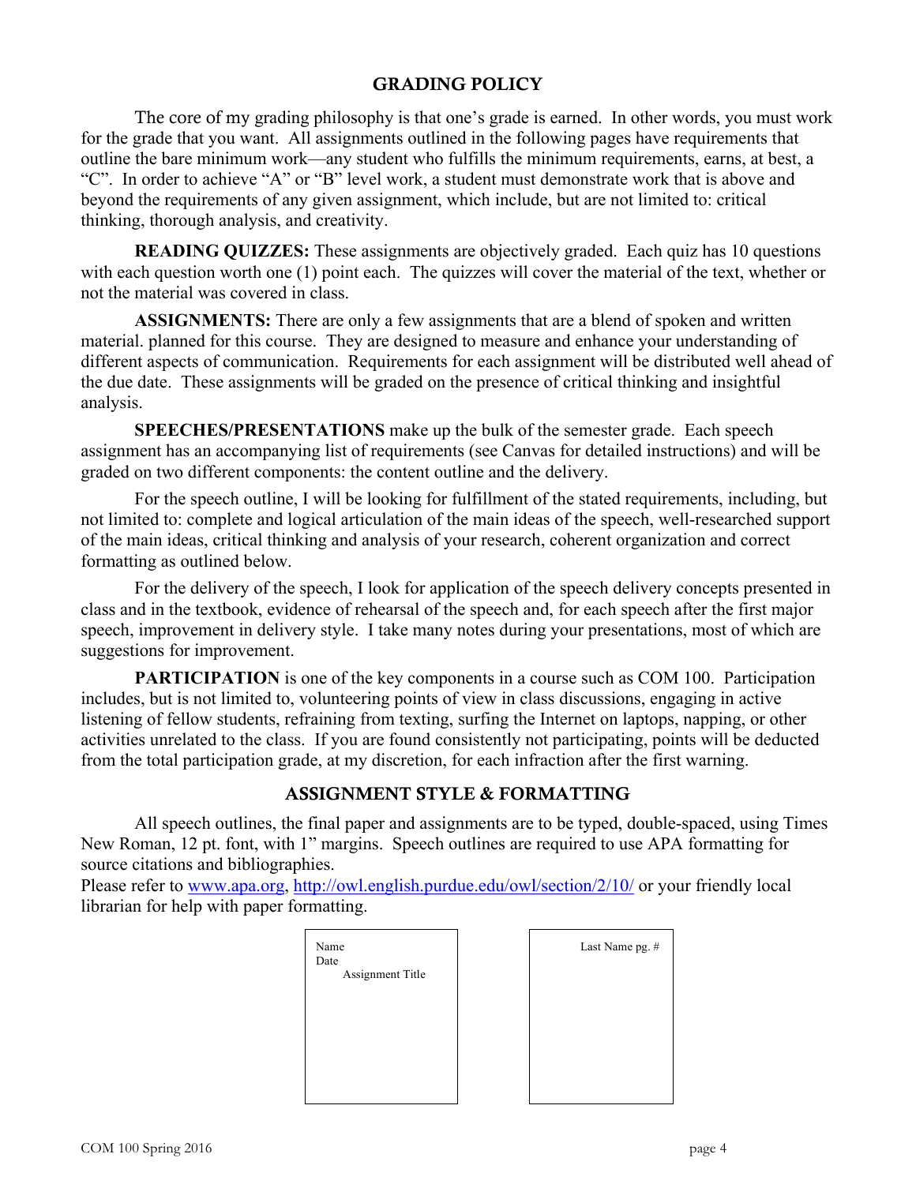## GRADING POLICY

The core of my grading philosophy is that one's grade is earned. In other words, you must work for the grade that you want. All assignments outlined in the following pages have requirements that outline the bare minimum work—any student who fulfills the minimum requirements, earns, at best, a "C". In order to achieve "A" or "B" level work, a student must demonstrate work that is above and beyond the requirements of any given assignment, which include, but are not limited to: critical thinking, thorough analysis, and creativity.

**READING QUIZZES:** These assignments are objectively graded. Each quiz has 10 questions with each question worth one (1) point each. The quizzes will cover the material of the text, whether or not the material was covered in class.

**ASSIGNMENTS:** There are only a few assignments that are a blend of spoken and written material. planned for this course. They are designed to measure and enhance your understanding of different aspects of communication. Requirements for each assignment will be distributed well ahead of the due date. These assignments will be graded on the presence of critical thinking and insightful analysis.

**SPEECHES/PRESENTATIONS** make up the bulk of the semester grade. Each speech assignment has an accompanying list of requirements (see Canvas for detailed instructions) and will be graded on two different components: the content outline and the delivery.

For the speech outline, I will be looking for fulfillment of the stated requirements, including, but not limited to: complete and logical articulation of the main ideas of the speech, well-researched support of the main ideas, critical thinking and analysis of your research, coherent organization and correct formatting as outlined below.

For the delivery of the speech, I look for application of the speech delivery concepts presented in class and in the textbook, evidence of rehearsal of the speech and, for each speech after the first major speech, improvement in delivery style. I take many notes during your presentations, most of which are suggestions for improvement.

**PARTICIPATION** is one of the key components in a course such as COM 100. Participation includes, but is not limited to, volunteering points of view in class discussions, engaging in active listening of fellow students, refraining from texting, surfing the Internet on laptops, napping, or other activities unrelated to the class. If you are found consistently not participating, points will be deducted from the total participation grade, at my discretion, for each infraction after the first warning.

## ASSIGNMENT STYLE & FORMATTING

All speech outlines, the final paper and assignments are to be typed, double-spaced, using Times New Roman, 12 pt. font, with 1" margins. Speech outlines are required to use APA formatting for source citations and bibliographies.

Please refer to www.apa.org, http://owl.english.purdue.edu/owl/section/2/10/ or your friendly local librarian for help with paper formatting.

Name
Date
Assignment Title

Last Name pg. #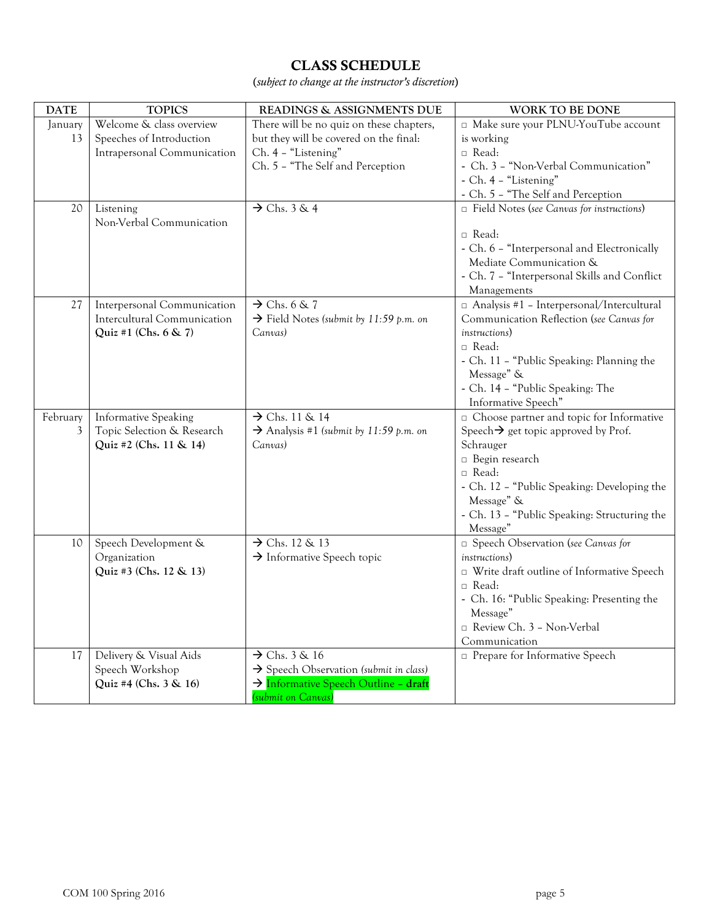## CLASS SCHEDULE

(*subject to change at the instructor's discretion*)

| DATE | TOPICS | READINGS & ASSIGNMENTS DUE | WORK TO BE DONE |
|---|---|---|---|
| January 13 | Welcome & class overview<br>Speeches of Introduction<br>Intrapersonal Communication | There will be no quiz on these chapters, but they will be covered on the final:<br>Ch. 4 – "Listening"<br>Ch. 5 – "The Self and Perception | □ Make sure your PLNU-YouTube account is working<br>□ Read:<br>- Ch. 3 – "Non-Verbal Communication"<br>- Ch. 4 – "Listening"<br>- Ch. 5 – "The Self and Perception |
| 20 | Listening<br>Non-Verbal Communication | → Chs. 3 & 4 | □ Field Notes (*see Canvas for instructions*)<br><br>□ Read:<br>- Ch. 6 – "Interpersonal and Electronically Mediate Communication &<br>- Ch. 7 – "Interpersonal Skills and Conflict Managements |
| 27 | Interpersonal Communication<br>Intercultural Communication<br>**Quiz #1 (Chs. 6 & 7)** | → Chs. 6 & 7<br>→ Field Notes (*submit by 11:59 p.m. on Canvas*) | □ Analysis #1 – Interpersonal/Intercultural Communication Reflection (*see Canvas for instructions*)<br>□ Read:<br>- Ch. 11 – "Public Speaking: Planning the Message" &<br>- Ch. 14 – "Public Speaking: The Informative Speech" |
| February 3 | Informative Speaking<br>Topic Selection & Research<br>**Quiz #2 (Chs. 11 & 14)** | → Chs. 11 & 14<br>→ Analysis #1 (*submit by 11:59 p.m. on Canvas*) | □ Choose partner and topic for Informative Speech→ get topic approved by Prof. Schrauger<br>□ Begin research<br>□ Read:<br>- Ch. 12 – "Public Speaking: Developing the Message" &<br>- Ch. 13 – "Public Speaking: Structuring the Message" |
| 10 | Speech Development & Organization<br>**Quiz #3 (Chs. 12 & 13)** | → Chs. 12 & 13<br>→ Informative Speech topic | □ Speech Observation (*see Canvas for instructions*)<br>□ Write draft outline of Informative Speech<br>□ Read:<br>- Ch. 16: "Public Speaking: Presenting the Message"<br>□ Review Ch. 3 – Non-Verbal Communication |
| 17 | Delivery & Visual Aids<br>Speech Workshop<br>**Quiz #4 (Chs. 3 & 16)** | → Chs. 3 & 16<br>→ Speech Observation (*submit in class*)<br>→ Informative Speech Outline – **draft** (*submit on Canvas*) | □ Prepare for Informative Speech |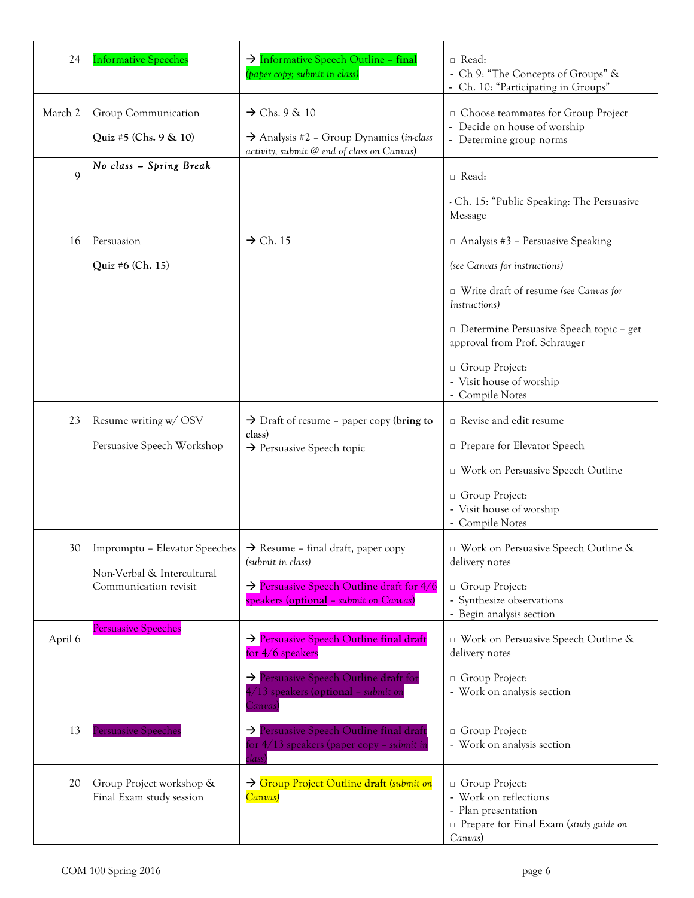| | | | |
|---|---|---|---|
| 24 | Informative Speeches | → Informative Speech Outline – **final** *(paper copy; submit in class)* | □ Read:<br>- Ch 9: "The Concepts of Groups" &<br>- Ch. 10: "Participating in Groups" |
| March 2 | Group Communication<br><br>**Quiz #5 (Chs. 9 & 10)** | → Chs. 9 & 10<br><br>→ Analysis #2 – Group Dynamics (*in-class activity, submit @ end of class on Canvas*) | □ Choose teammates for Group Project<br>- Decide on house of worship<br>- Determine group norms |
| 9 | ***No class – Spring Break*** | | □ Read:<br><br>- Ch. 15: "Public Speaking: The Persuasive Message |
| 16 | Persuasion<br><br>**Quiz #6 (Ch. 15)** | → Ch. 15 | □ Analysis #3 – Persuasive Speaking<br><br>*(see Canvas for instructions)*<br><br>□ Write draft of resume *(see Canvas for Instructions)*<br><br>□ Determine Persuasive Speech topic – get approval from Prof. Schrauger<br><br>□ Group Project:<br>- Visit house of worship<br>- Compile Notes |
| 23 | Resume writing w/ OSV<br><br>Persuasive Speech Workshop | → Draft of resume – paper copy (**bring to class**)<br>→ Persuasive Speech topic | □ Revise and edit resume<br><br>□ Prepare for Elevator Speech<br><br>□ Work on Persuasive Speech Outline<br><br>□ Group Project:<br>- Visit house of worship<br>- Compile Notes |
| 30 | Impromptu – Elevator Speeches<br><br>Non-Verbal & Intercultural Communication revisit | → Resume – final draft, paper copy *(submit in class)*<br><br>→ Persuasive Speech Outline draft for 4/6 speakers (**optional** – *submit on Canvas*) | □ Work on Persuasive Speech Outline & delivery notes<br><br>□ Group Project:<br>- Synthesize observations<br>- Begin analysis section |
| April 6 | Persuasive Speeches | → Persuasive Speech Outline **final draft** for 4/6 speakers<br><br>→ Persuasive Speech Outline **draft** for 4/13 speakers (**optional** – *submit on Canvas*) | □ Work on Persuasive Speech Outline & delivery notes<br><br>□ Group Project:<br>- Work on analysis section |
| 13 | Persuasive Speeches | → Persuasive Speech Outline **final draft** for 4/13 speakers (paper copy – *submit in class*) | □ Group Project:<br>- Work on analysis section |
| 20 | Group Project workshop & Final Exam study session | → Group Project Outline **draft** *(submit on Canvas)* | □ Group Project:<br>- Work on reflections<br>- Plan presentation<br>□ Prepare for Final Exam (*study guide on Canvas*) |

COM 100 Spring 2016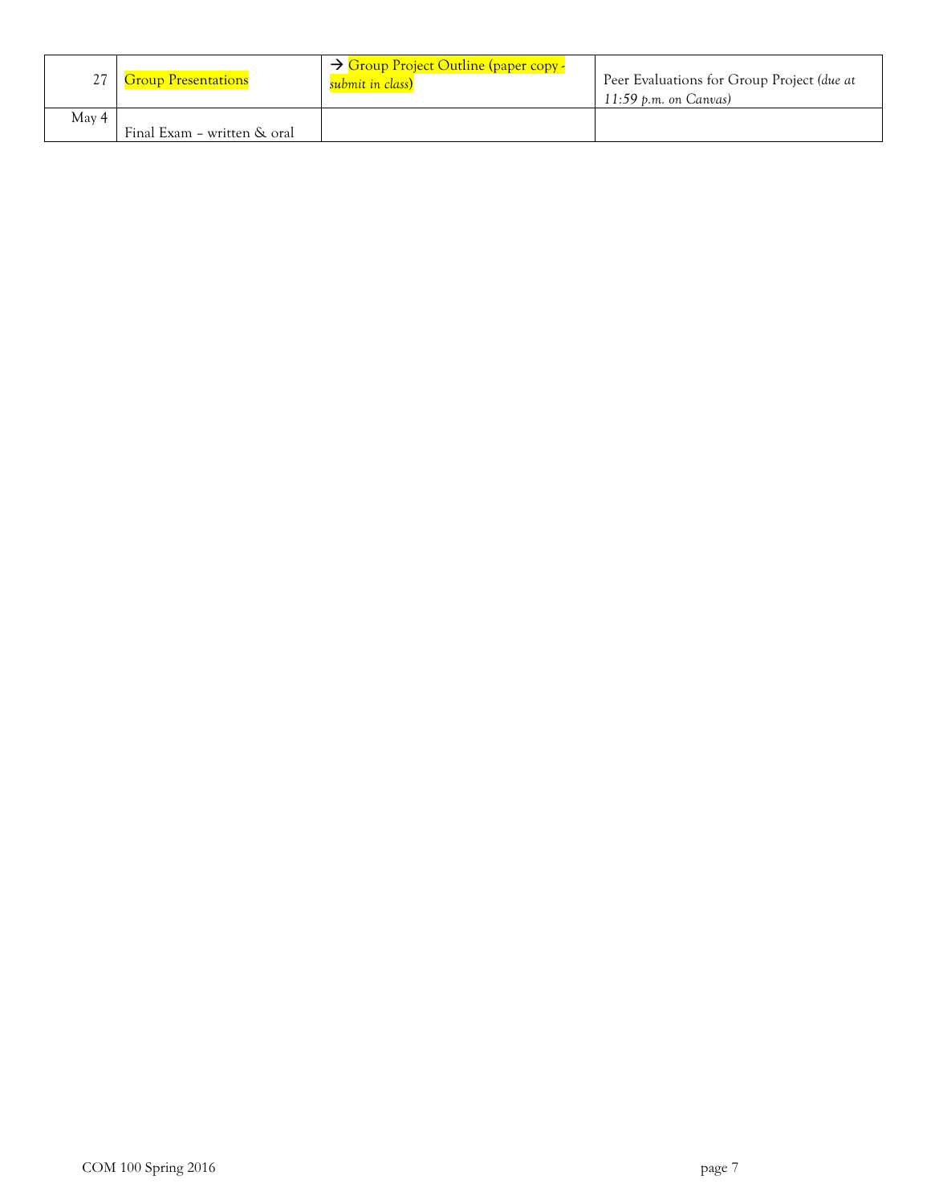| | | | |
|---|---|---|---|
| 27 | Group Presentations | → Group Project Outline (paper copy - *submit in class*) | Peer Evaluations for Group Project (*due at 11:59 p.m. on Canvas*) |
| May 4 | Final Exam – written & oral | | |